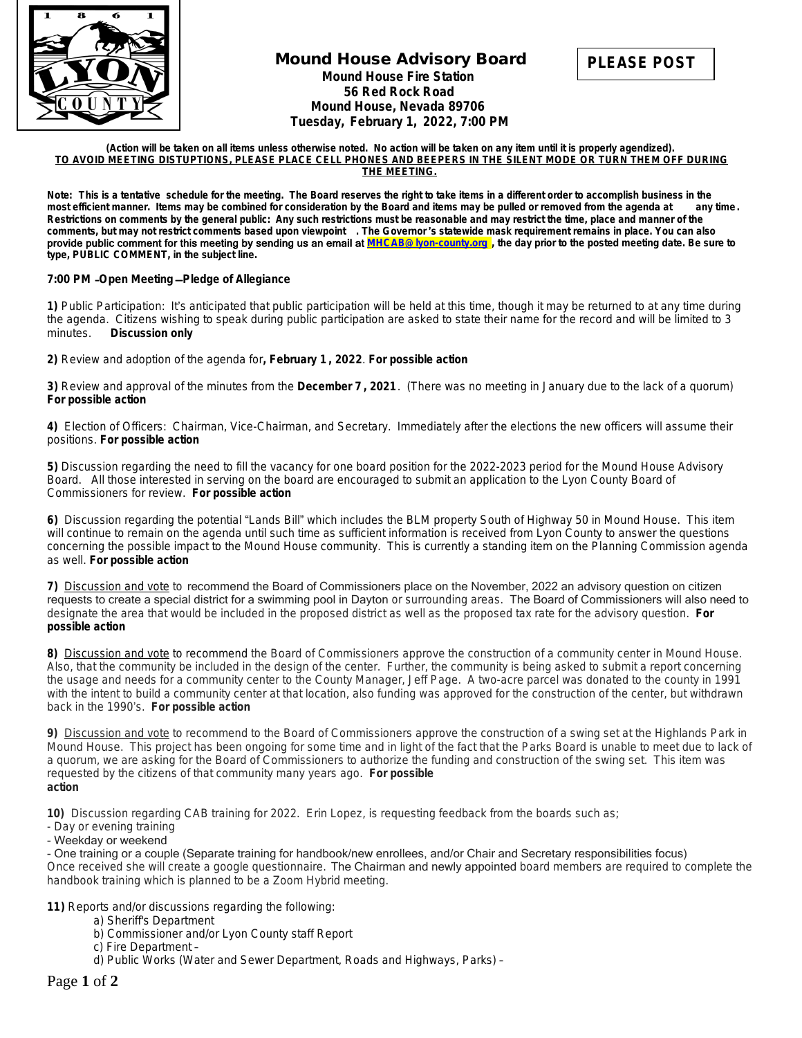# Mound House Advisory Board

**PLEASE POST**

**Mound House Fire Station**
**56 Red Rock Road**
**Mound House, Nevada 89706**
**Tuesday, February 1, 2022, 7:00 PM**

**(Action will be taken on all items unless otherwise noted. No action will be taken on any item until it is properly agendized).**
**TO AVOID MEETING DISTUPTIONS, PLEASE PLACE CELL PHONES AND BEEPERS IN THE SILENT MODE OR TURN THEM OFF DURING THE MEETING.**

**Note: This is a tentative schedule for the meeting. The Board reserves the right to take items in a different order to accomplish business in the most efficient manner. Items may be combined for consideration by the Board and items may be pulled or removed from the agenda at any time. Restrictions on comments by the general public: Any such restrictions must be reasonable and may restrict the time, place and manner of the comments, but may not restrict comments based upon viewpoint. The Governor's statewide mask requirement remains in place. You can also provide public comment for this meeting by sending us an email at MHCAB@lyon-county.org, the day prior to the posted meeting date. Be sure to type, PUBLIC COMMENT, in the subject line.**

**7:00 PM –Open Meeting—Pledge of Allegiance**

**1)** Public Participation: It's anticipated that public participation will be held at this time, though it may be returned to at any time during the agenda. Citizens wishing to speak during public participation are asked to state their name for the record and will be limited to 3 minutes. **Discussion only**

**2)** Review and adoption of the agenda for**, February 1, 2022**. **For possible action**

**3)** Review and approval of the minutes from the **December 7, 2021**. (There was no meeting in January due to the lack of a quorum) **For possible action**

**4)** Election of Officers: Chairman, Vice-Chairman, and Secretary. Immediately after the elections the new officers will assume their positions. **For possible action**

**5)** Discussion regarding the need to fill the vacancy for one board position for the 2022-2023 period for the Mound House Advisory Board. All those interested in serving on the board are encouraged to submit an application to the Lyon County Board of Commissioners for review. **For possible action**

**6)** Discussion regarding the potential "Lands Bill" which includes the BLM property South of Highway 50 in Mound House. This item will continue to remain on the agenda until such time as sufficient information is received from Lyon County to answer the questions concerning the possible impact to the Mound House community. This is currently a standing item on the Planning Commission agenda as well. **For possible action**

**7)** Discussion and vote to recommend the Board of Commissioners place on the November, 2022 an advisory question on citizen requests to create a special district for a swimming pool in Dayton or surrounding areas. The Board of Commissioners will also need to designate the area that would be included in the proposed district as well as the proposed tax rate for the advisory question. **For possible action**

**8)** Discussion and vote to recommend the Board of Commissioners approve the construction of a community center in Mound House. Also, that the community be included in the design of the center. Further, the community is being asked to submit a report concerning the usage and needs for a community center to the County Manager, Jeff Page. A two-acre parcel was donated to the county in 1991 with the intent to build a community center at that location, also funding was approved for the construction of the center, but withdrawn back in the 1990's. **For possible action**

**9)** Discussion and vote to recommend to the Board of Commissioners approve the construction of a swing set at the Highlands Park in Mound House. This project has been ongoing for some time and in light of the fact that the Parks Board is unable to meet due to lack of a quorum, we are asking for the Board of Commissioners to authorize the funding and construction of the swing set. This item was requested by the citizens of that community many years ago. **For possible action**

**10)** Discussion regarding CAB training for 2022. Erin Lopez, is requesting feedback from the boards such as;
- Day or evening training
- Weekday or weekend
- One training or a couple (Separate training for handbook/new enrollees, and/or Chair and Secretary responsibilities focus)

Once received she will create a google questionnaire. The Chairman and newly appointed board members are required to complete the handbook training which is planned to be a Zoom Hybrid meeting.

**11)** Reports and/or discussions regarding the following:
  a) Sheriff's Department
  b) Commissioner and/or Lyon County staff Report
  c) Fire Department –
  d) Public Works (Water and Sewer Department, Roads and Highways, Parks) –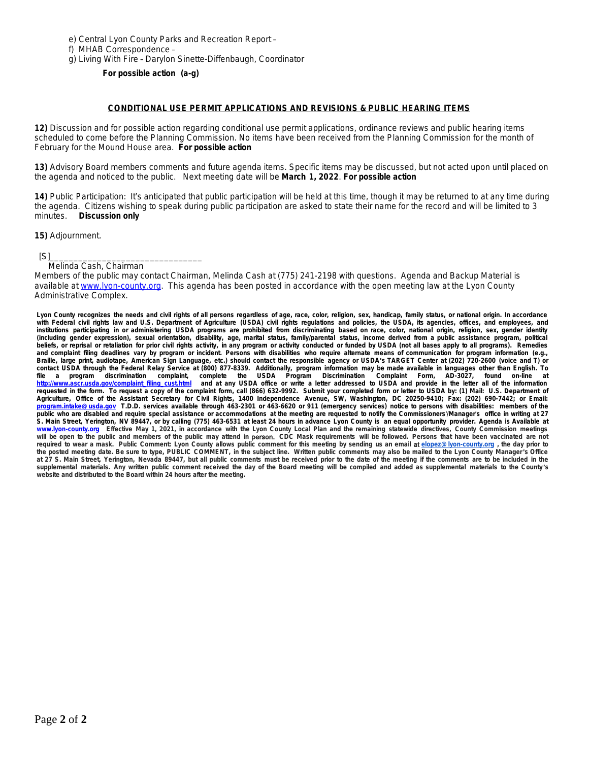e) Central Lyon County Parks and Recreation Report –
f) MHAB Correspondence –
g) Living With Fire – Darylon Sinette-Diffenbaugh, Coordinator

**For possible action (a-g)**

## CONDITIONAL USE PERMIT APPLICATIONS AND REVISIONS & PUBLIC HEARING ITEMS

**12)** Discussion and for possible action regarding conditional use permit applications, ordinance reviews and public hearing items scheduled to come before the Planning Commission. No items have been received from the Planning Commission for the month of February for the Mound House area. **For possible action**

**13)** Advisory Board members comments and future agenda items. Specific items may be discussed, but not acted upon until placed on the agenda and noticed to the public. Next meeting date will be **March 1, 2022**. **For possible action**

**14)** Public Participation: It's anticipated that public participation will be held at this time, though it may be returned to at any time during the agenda. Citizens wishing to speak during public participation are asked to state their name for the record and will be limited to 3 minutes. **Discussion only**

**15)** Adjournment.

[S]_______________________________
Melinda Cash, Chairman

Members of the public may contact Chairman, Melinda Cash at (775) 241-2198 with questions. Agenda and Backup Material is available at www.lyon-county.org. This agenda has been posted in accordance with the open meeting law at the Lyon County Administrative Complex.

**Lyon County recognizes the needs and civil rights of all persons regardless of age, race, color, religion, sex, handicap, family status, or national origin. In accordance with Federal civil rights law and U.S. Department of Agriculture (USDA) civil rights regulations and policies, the USDA, its agencies, offices, and employees, and institutions participating in or administering USDA programs are prohibited from discriminating based on race, color, national origin, religion, sex, gender identity (including gender expression), sexual orientation, disability, age, marital status, family/parental status, income derived from a public assistance program, political beliefs, or reprisal or retaliation for prior civil rights activity, in any program or activity conducted or funded by USDA (not all bases apply to all programs). Remedies and complaint filing deadlines vary by program or incident. Persons with disabilities who require alternate means of communication for program information (e.g., Braille, large print, audiotape, American Sign Language, etc.) should contact the responsible agency or USDA's TARGET Center at (202) 720-2600 (voice and T) or contact USDA through the Federal Relay Service at (800) 877-8339. Additionally, program information may be made available in languages other than English. To file a program discrimination complaint, complete the USDA Program Discrimination Complaint Form, AD-3027, found on-line at http://www.ascr.usda.gov/complaint_filing_cust.html and at any USDA office or write a letter addressed to USDA and provide in the letter all of the information requested in the form. To request a copy of the complaint form, call (866) 632-9992. Submit your completed form or letter to USDA by: (1) Mail: U.S. Department of Agriculture, Office of the Assistant Secretary for Civil Rights, 1400 Independence Avenue, SW, Washington, DC 20250-9410; Fax: (202) 690-7442; or Email: program.intake@usda.gov T.D.D. services available through 463-2301 or 463-6620 or 911 (emergency services) notice to persons with disabilities: members of the public who are disabled and require special assistance or accommodations at the meeting are requested to notify the Commissioners'/Manager's office in writing at 27 S. Main Street, Yerington, NV 89447, or by calling (775) 463-6531 at least 24 hours in advance Lyon County is an equal opportunity provider. Agenda is Available at www.lyon-county.org Effective May 1, 2021, in accordance with the Lyon County Local Plan and the remaining statewide directives, County Commission meetings will be open to the public and members of the public may attend in person. CDC Mask requirements will be followed. Persons that have been vaccinated are not required to wear a mask. Public Comment: Lyon County allows public comment for this meeting by sending us an email at elopez@lyon-county.org , the day prior to the posted meeting date. Be sure to type, PUBLIC COMMENT, in the subject line. Written public comments may also be mailed to the Lyon County Manager's Office at 27 S. Main Street, Yerington, Nevada 89447, but all public comments must be received prior to the date of the meeting if the comments are to be included in the supplemental materials. Any written public comment received the day of the Board meeting will be compiled and added as supplemental materials to the County's website and distributed to the Board within 24 hours after the meeting.**